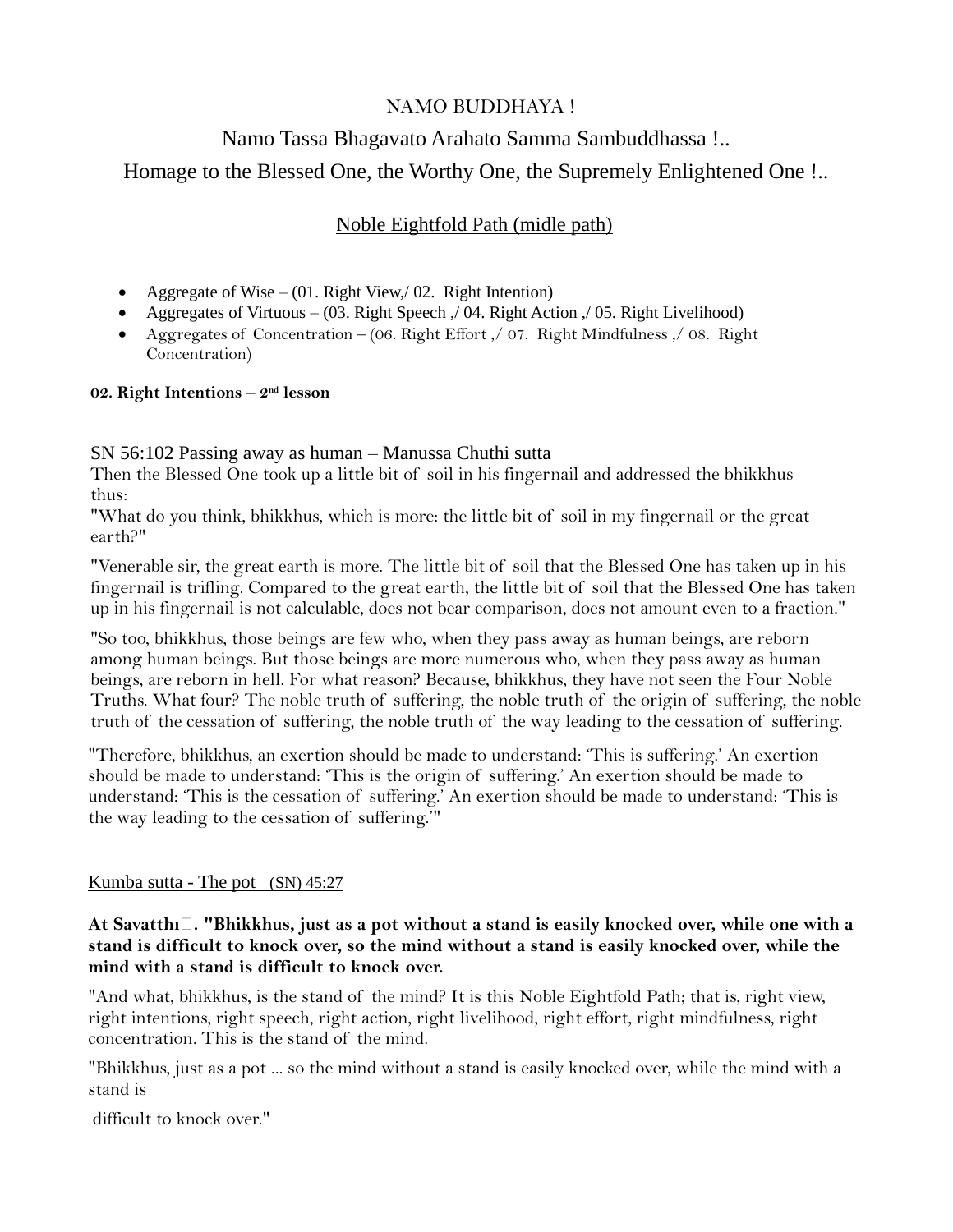NAMO BUDDHAYA !

Namo Tassa Bhagavato Arahato Samma Sambuddhassa !..

Homage to the Blessed One, the Worthy One, the Supremely Enlightened One !..

## Noble Eightfold Path (midle path)

- Aggregate of Wise – (01. Right View,/ 02. Right Intention)
- Aggregates of Virtuous – (03. Right Speech ,/ 04. Right Action ,/ 05. Right Livelihood)
- Aggregates of Concentration – (06. Right Effort ,/ 07. Right Mindfulness ,/ 08. Right Concentration)

**02. Right Intentions – 2nd lesson**

### SN 56:102 Passing away as human – Manussa Chuthi sutta

Then the Blessed One took up a little bit of soil in his fingernail and addressed the bhikkhus thus:

"What do you think, bhikkhus, which is more: the little bit of soil in my fingernail or the great earth?"

"Venerable sir, the great earth is more. The little bit of soil that the Blessed One has taken up in his fingernail is trifling. Compared to the great earth, the little bit of soil that the Blessed One has taken up in his fingernail is not calculable, does not bear comparison, does not amount even to a fraction."

"So too, bhikkhus, those beings are few who, when they pass away as human beings, are reborn among human beings. But those beings are more numerous who, when they pass away as human beings, are reborn in hell. For what reason? Because, bhikkhus, they have not seen the Four Noble Truths. What four? The noble truth of suffering, the noble truth of the origin of suffering, the noble truth of the cessation of suffering, the noble truth of the way leading to the cessation of suffering.

"Therefore, bhikkhus, an exertion should be made to understand: 'This is suffering.' An exertion should be made to understand: 'This is the origin of suffering.' An exertion should be made to understand: 'This is the cessation of suffering.' An exertion should be made to understand: 'This is the way leading to the cessation of suffering.'"

### Kumba sutta - The pot (SN) 45:27

**At Savatthı. "Bhikkhus, just as a pot without a stand is easily knocked over, while one with a stand is difficult to knock over, so the mind without a stand is easily knocked over, while the mind with a stand is difficult to knock over.**

"And what, bhikkhus, is the stand of the mind? It is this Noble Eightfold Path; that is, right view, right intentions, right speech, right action, right livelihood, right effort, right mindfulness, right concentration. This is the stand of the mind.

"Bhikkhus, just as a pot ... so the mind without a stand is easily knocked over, while the mind with a stand is difficult to knock over."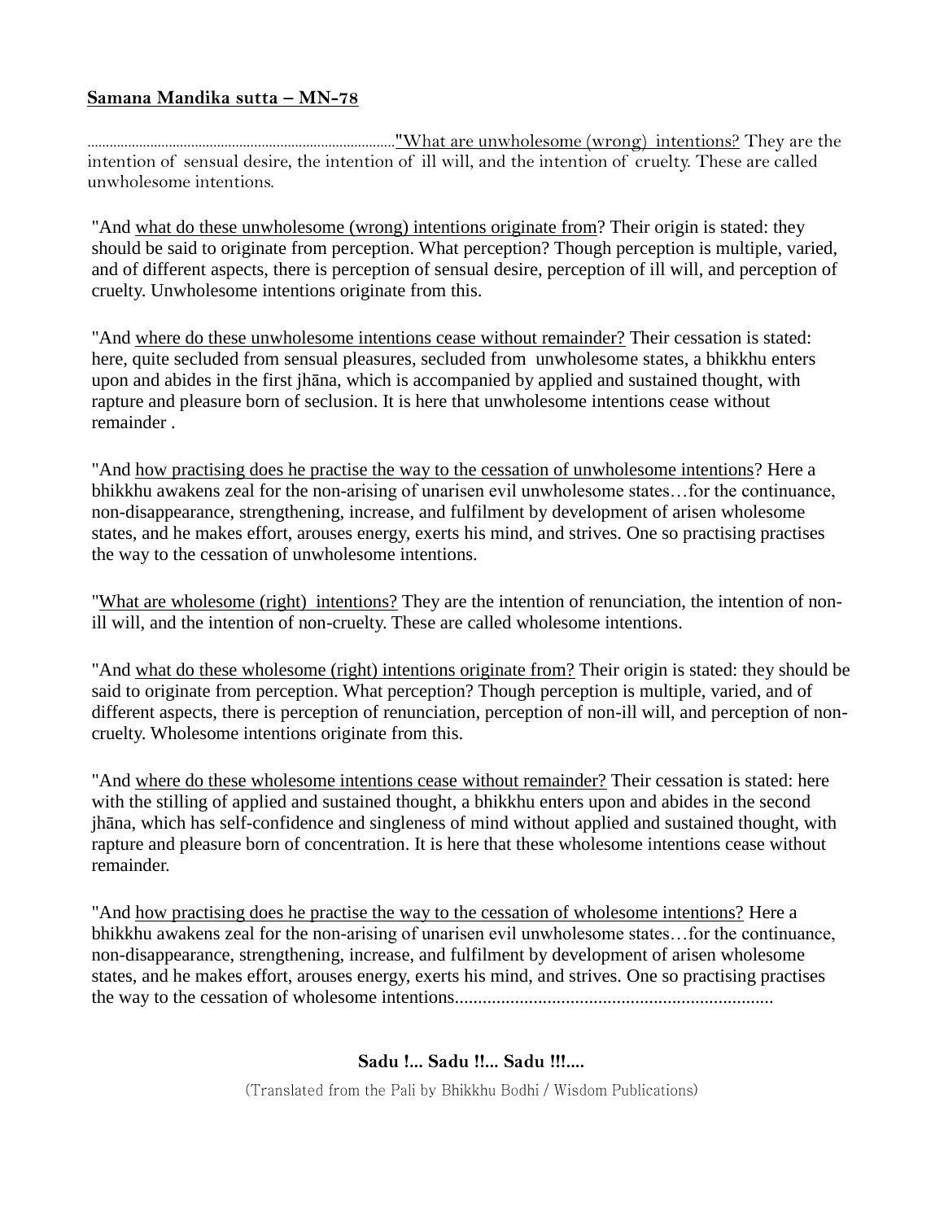**Samana Mandika sutta – MN-78**

.................................................................................."What are unwholesome (wrong) intentions? They are the intention of sensual desire, the intention of ill will, and the intention of cruelty. These are called unwholesome intentions.

"And what do these unwholesome (wrong) intentions originate from? Their origin is stated: they should be said to originate from perception. What perception? Though perception is multiple, varied, and of different aspects, there is perception of sensual desire, perception of ill will, and perception of cruelty. Unwholesome intentions originate from this.

"And where do these unwholesome intentions cease without remainder? Their cessation is stated: here, quite secluded from sensual pleasures, secluded from unwholesome states, a bhikkhu enters upon and abides in the first jhāna, which is accompanied by applied and sustained thought, with rapture and pleasure born of seclusion. It is here that unwholesome intentions cease without remainder .

"And how practising does he practise the way to the cessation of unwholesome intentions? Here a bhikkhu awakens zeal for the non-arising of unarisen evil unwholesome states…for the continuance, non-disappearance, strengthening, increase, and fulfilment by development of arisen wholesome states, and he makes effort, arouses energy, exerts his mind, and strives. One so practising practises the way to the cessation of unwholesome intentions.

"What are wholesome (right) intentions? They are the intention of renunciation, the intention of non-ill will, and the intention of non-cruelty. These are called wholesome intentions.

"And what do these wholesome (right) intentions originate from? Their origin is stated: they should be said to originate from perception. What perception? Though perception is multiple, varied, and of different aspects, there is perception of renunciation, perception of non-ill will, and perception of non-cruelty. Wholesome intentions originate from this.

"And where do these wholesome intentions cease without remainder? Their cessation is stated: here with the stilling of applied and sustained thought, a bhikkhu enters upon and abides in the second jhāna, which has self-confidence and singleness of mind without applied and sustained thought, with rapture and pleasure born of concentration. It is here that these wholesome intentions cease without remainder.

"And how practising does he practise the way to the cessation of wholesome intentions? Here a bhikkhu awakens zeal for the non-arising of unarisen evil unwholesome states…for the continuance, non-disappearance, strengthening, increase, and fulfilment by development of arisen wholesome states, and he makes effort, arouses energy, exerts his mind, and strives. One so practising practises the way to the cessation of wholesome intentions.....................................................................

**Sadu !... Sadu !!... Sadu !!!....**

(Translated from the Pali by Bhikkhu Bodhi / Wisdom Publications)